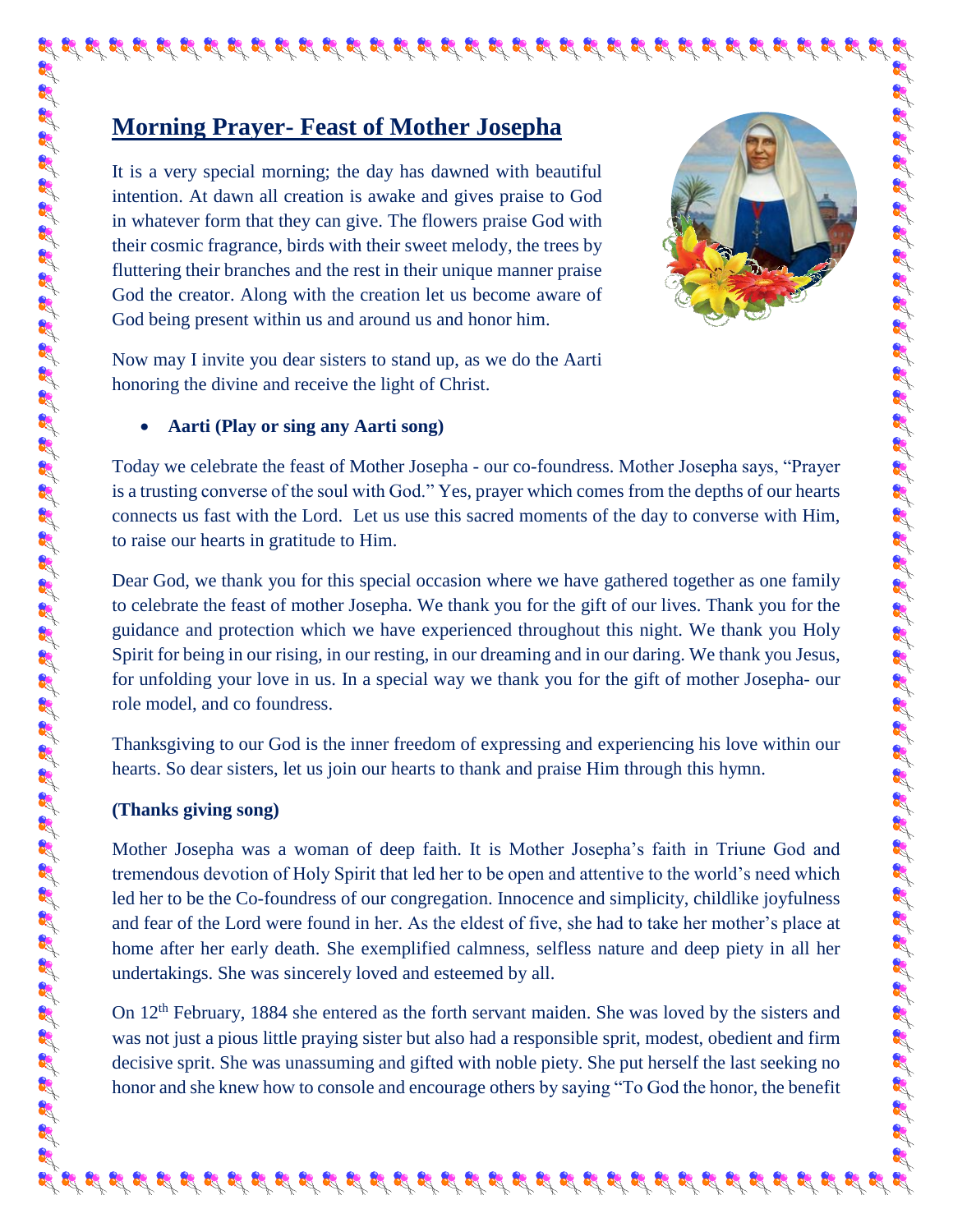# Morning Prayer- Feast of Mother Josepha

It is a very special morning; the day has dawned with beautiful intention. At dawn all creation is awake and gives praise to God in whatever form that they can give. The flowers praise God with their cosmic fragrance, birds with their sweet melody, the trees by fluttering their branches and the rest in their unique manner praise God the creator. Along with the creation let us become aware of God being present within us and around us and honor him.

Now may I invite you dear sisters to stand up, as we do the Aarti honoring the divine and receive the light of Christ.

- **Aarti (Play or sing any Aarti song)**

Today we celebrate the feast of Mother Josepha - our co-foundress. Mother Josepha says, "Prayer is a trusting converse of the soul with God." Yes, prayer which comes from the depths of our hearts connects us fast with the Lord. Let us use this sacred moments of the day to converse with Him, to raise our hearts in gratitude to Him.

Dear God, we thank you for this special occasion where we have gathered together as one family to celebrate the feast of mother Josepha. We thank you for the gift of our lives. Thank you for the guidance and protection which we have experienced throughout this night. We thank you Holy Spirit for being in our rising, in our resting, in our dreaming and in our daring. We thank you Jesus, for unfolding your love in us. In a special way we thank you for the gift of mother Josepha- our role model, and co foundress.

Thanksgiving to our God is the inner freedom of expressing and experiencing his love within our hearts. So dear sisters, let us join our hearts to thank and praise Him through this hymn.

**(Thanks giving song)**

Mother Josepha was a woman of deep faith. It is Mother Josepha's faith in Triune God and tremendous devotion of Holy Spirit that led her to be open and attentive to the world's need which led her to be the Co-foundress of our congregation. Innocence and simplicity, childlike joyfulness and fear of the Lord were found in her. As the eldest of five, she had to take her mother's place at home after her early death. She exemplified calmness, selfless nature and deep piety in all her undertakings. She was sincerely loved and esteemed by all.

On 12th February, 1884 she entered as the forth servant maiden. She was loved by the sisters and was not just a pious little praying sister but also had a responsible sprit, modest, obedient and firm decisive sprit. She was unassuming and gifted with noble piety. She put herself the last seeking no honor and she knew how to console and encourage others by saying "To God the honor, the benefit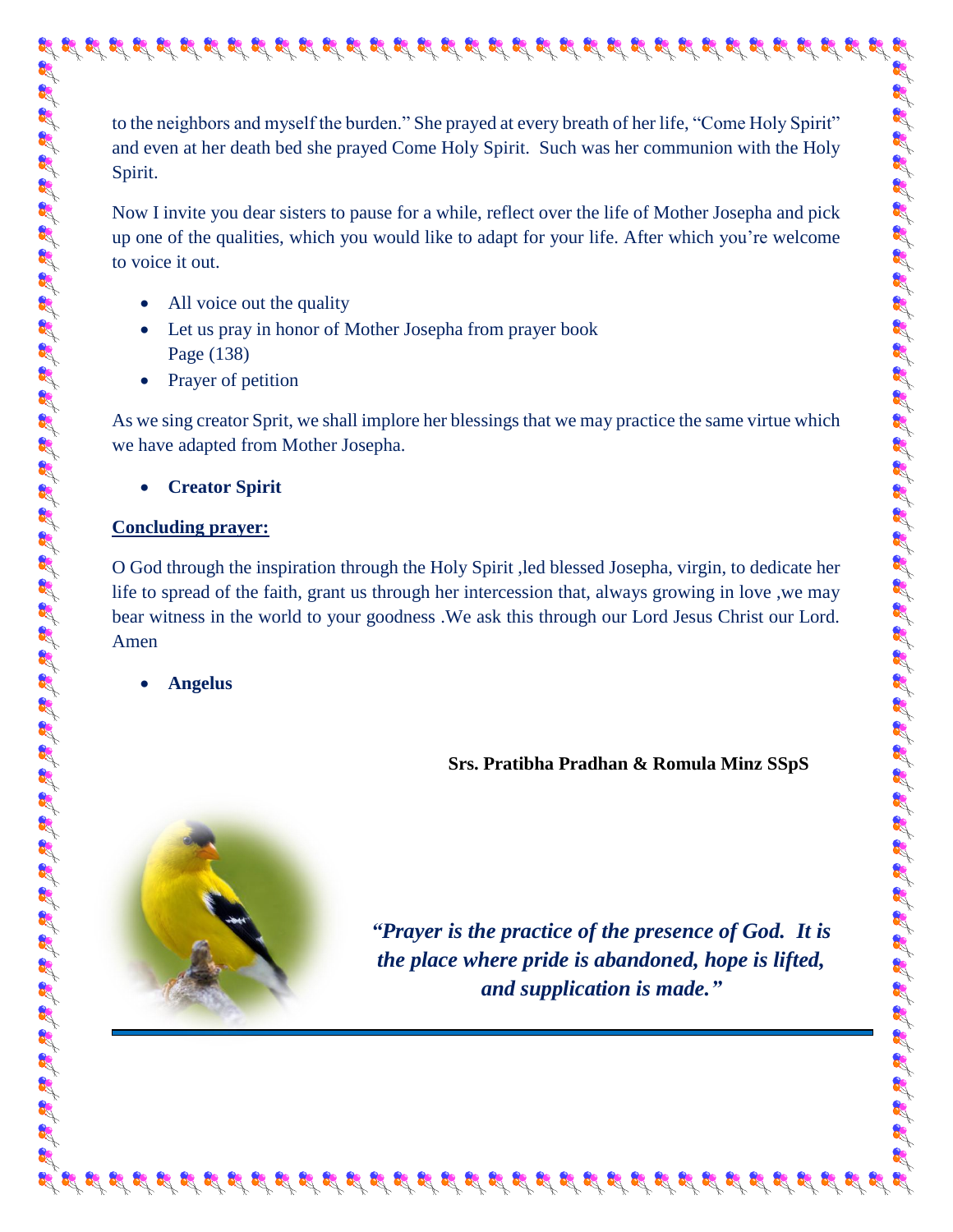to the neighbors and myself the burden." She prayed at every breath of her life, "Come Holy Spirit" and even at her death bed she prayed Come Holy Spirit. Such was her communion with the Holy Spirit.

Now I invite you dear sisters to pause for a while, reflect over the life of Mother Josepha and pick up one of the qualities, which you would like to adapt for your life. After which you're welcome to voice it out.

- All voice out the quality
- Let us pray in honor of Mother Josepha from prayer book Page (138)
- Prayer of petition

As we sing creator Sprit, we shall implore her blessings that we may practice the same virtue which we have adapted from Mother Josepha.

- **Creator Spirit**

**Concluding prayer:**

O God through the inspiration through the Holy Spirit ,led blessed Josepha, virgin, to dedicate her life to spread of the faith, grant us through her intercession that, always growing in love ,we may bear witness in the world to your goodness .We ask this through our Lord Jesus Christ our Lord. Amen

- **Angelus**

**Srs. Pratibha Pradhan & Romula Minz SSpS**

***"Prayer is the practice of the presence of God. It is the place where pride is abandoned, hope is lifted, and supplication is made."***